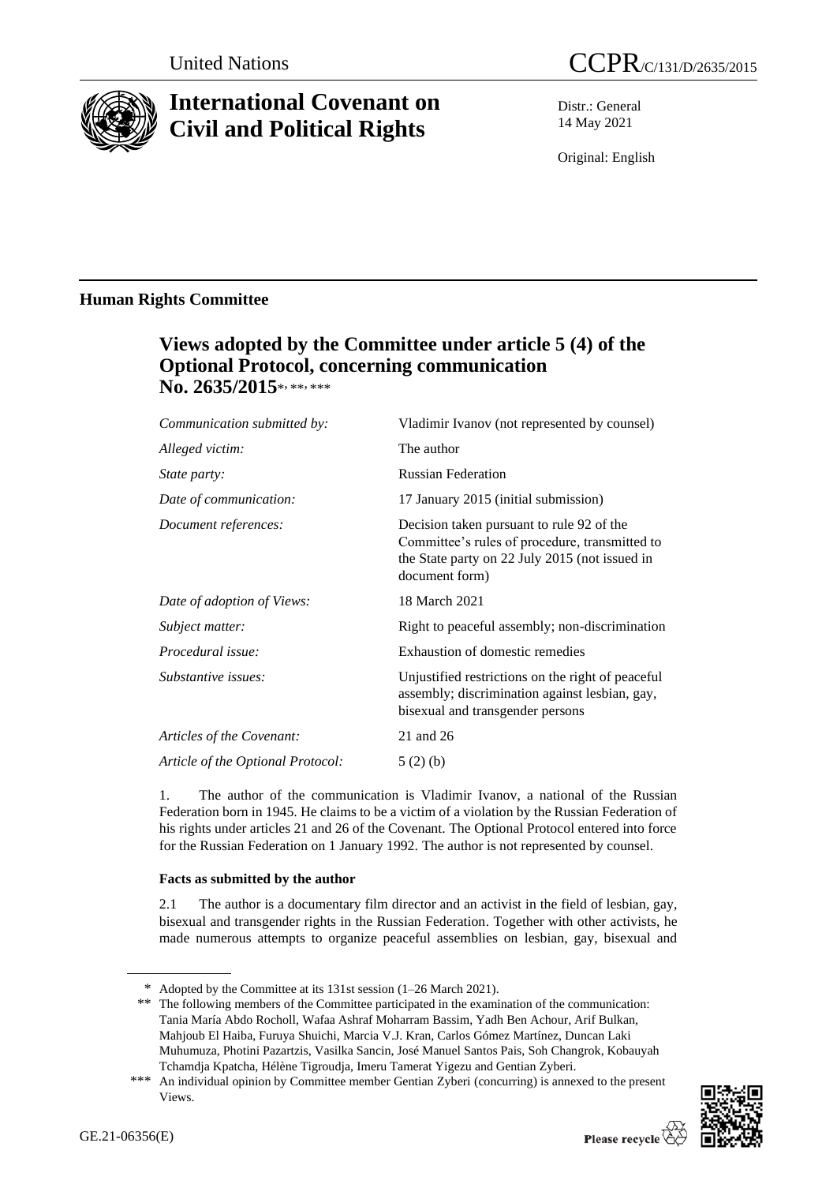United Nations

CCPR/C/131/D/2635/2015

# International Covenant on Civil and Political Rights

Distr.: General
14 May 2021

Original: English

## Human Rights Committee

### Views adopted by the Committee under article 5 (4) of the Optional Protocol, concerning communication No. 2635/2015*, **, ***

| | |
|---|---|
| *Communication submitted by:* | Vladimir Ivanov (not represented by counsel) |
| *Alleged victim:* | The author |
| *State party:* | Russian Federation |
| *Date of communication:* | 17 January 2015 (initial submission) |
| *Document references:* | Decision taken pursuant to rule 92 of the Committee's rules of procedure, transmitted to the State party on 22 July 2015 (not issued in document form) |
| *Date of adoption of Views:* | 18 March 2021 |
| *Subject matter:* | Right to peaceful assembly; non-discrimination |
| *Procedural issue:* | Exhaustion of domestic remedies |
| *Substantive issues:* | Unjustified restrictions on the right of peaceful assembly; discrimination against lesbian, gay, bisexual and transgender persons |
| *Articles of the Covenant:* | 21 and 26 |
| *Article of the Optional Protocol:* | 5 (2) (b) |

1. The author of the communication is Vladimir Ivanov, a national of the Russian Federation born in 1945. He claims to be a victim of a violation by the Russian Federation of his rights under articles 21 and 26 of the Covenant. The Optional Protocol entered into force for the Russian Federation on 1 January 1992. The author is not represented by counsel.

**Facts as submitted by the author**

2.1 The author is a documentary film director and an activist in the field of lesbian, gay, bisexual and transgender rights in the Russian Federation. Together with other activists, he made numerous attempts to organize peaceful assemblies on lesbian, gay, bisexual and

---

\* Adopted by the Committee at its 131st session (1–26 March 2021).

\*\* The following members of the Committee participated in the examination of the communication: Tania María Abdo Rocholl, Wafaa Ashraf Moharram Bassim, Yadh Ben Achour, Arif Bulkan, Mahjoub El Haiba, Furuya Shuichi, Marcia V.J. Kran, Carlos Gómez Martínez, Duncan Laki Muhumuza, Photini Pazartzis, Vasilka Sancin, José Manuel Santos Pais, Soh Changrok, Kobauyah Tchamdja Kpatcha, Hélène Tigroudja, Imeru Tamerat Yigezu and Gentian Zyberi.

\*\*\* An individual opinion by Committee member Gentian Zyberi (concurring) is annexed to the present Views.

GE.21-06356(E)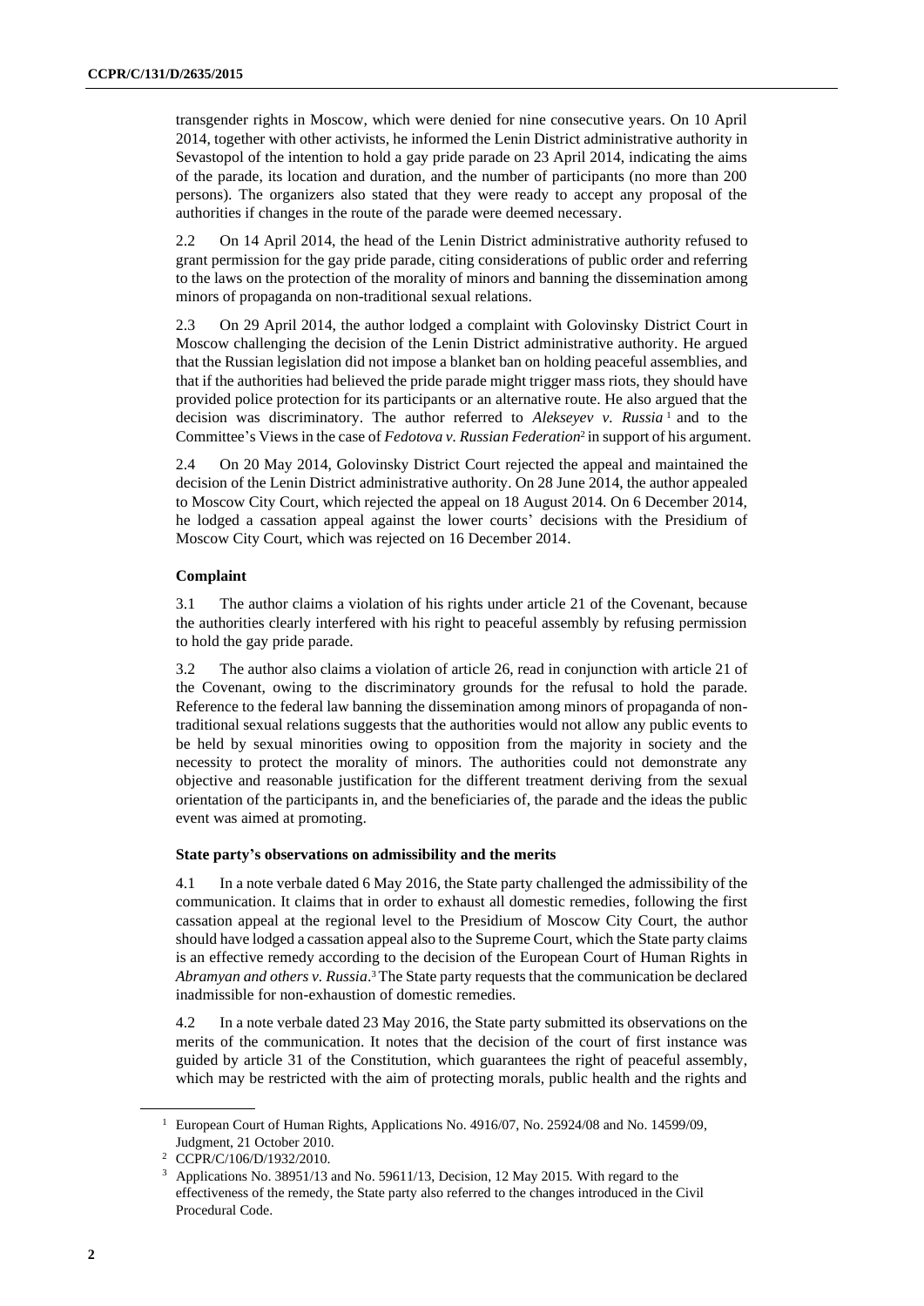transgender rights in Moscow, which were denied for nine consecutive years. On 10 April 2014, together with other activists, he informed the Lenin District administrative authority in Sevastopol of the intention to hold a gay pride parade on 23 April 2014, indicating the aims of the parade, its location and duration, and the number of participants (no more than 200 persons). The organizers also stated that they were ready to accept any proposal of the authorities if changes in the route of the parade were deemed necessary.

2.2 On 14 April 2014, the head of the Lenin District administrative authority refused to grant permission for the gay pride parade, citing considerations of public order and referring to the laws on the protection of the morality of minors and banning the dissemination among minors of propaganda on non-traditional sexual relations.

2.3 On 29 April 2014, the author lodged a complaint with Golovinsky District Court in Moscow challenging the decision of the Lenin District administrative authority. He argued that the Russian legislation did not impose a blanket ban on holding peaceful assemblies, and that if the authorities had believed the pride parade might trigger mass riots, they should have provided police protection for its participants or an alternative route. He also argued that the decision was discriminatory. The author referred to *Alekseyev v. Russia* [1] and to the Committee's Views in the case of *Fedotova v. Russian Federation*[2] in support of his argument.

2.4 On 20 May 2014, Golovinsky District Court rejected the appeal and maintained the decision of the Lenin District administrative authority. On 28 June 2014, the author appealed to Moscow City Court, which rejected the appeal on 18 August 2014. On 6 December 2014, he lodged a cassation appeal against the lower courts' decisions with the Presidium of Moscow City Court, which was rejected on 16 December 2014.

### Complaint

3.1 The author claims a violation of his rights under article 21 of the Covenant, because the authorities clearly interfered with his right to peaceful assembly by refusing permission to hold the gay pride parade.

3.2 The author also claims a violation of article 26, read in conjunction with article 21 of the Covenant, owing to the discriminatory grounds for the refusal to hold the parade. Reference to the federal law banning the dissemination among minors of propaganda of non-traditional sexual relations suggests that the authorities would not allow any public events to be held by sexual minorities owing to opposition from the majority in society and the necessity to protect the morality of minors. The authorities could not demonstrate any objective and reasonable justification for the different treatment deriving from the sexual orientation of the participants in, and the beneficiaries of, the parade and the ideas the public event was aimed at promoting.

### State party's observations on admissibility and the merits

4.1 In a note verbale dated 6 May 2016, the State party challenged the admissibility of the communication. It claims that in order to exhaust all domestic remedies, following the first cassation appeal at the regional level to the Presidium of Moscow City Court, the author should have lodged a cassation appeal also to the Supreme Court, which the State party claims is an effective remedy according to the decision of the European Court of Human Rights in *Abramyan and others v. Russia*.[3] The State party requests that the communication be declared inadmissible for non-exhaustion of domestic remedies.

4.2 In a note verbale dated 23 May 2016, the State party submitted its observations on the merits of the communication. It notes that the decision of the court of first instance was guided by article 31 of the Constitution, which guarantees the right of peaceful assembly, which may be restricted with the aim of protecting morals, public health and the rights and

---

[1] European Court of Human Rights, Applications No. 4916/07, No. 25924/08 and No. 14599/09, Judgment, 21 October 2010.

[2] CCPR/C/106/D/1932/2010.

[3] Applications No. 38951/13 and No. 59611/13, Decision, 12 May 2015. With regard to the effectiveness of the remedy, the State party also referred to the changes introduced in the Civil Procedural Code.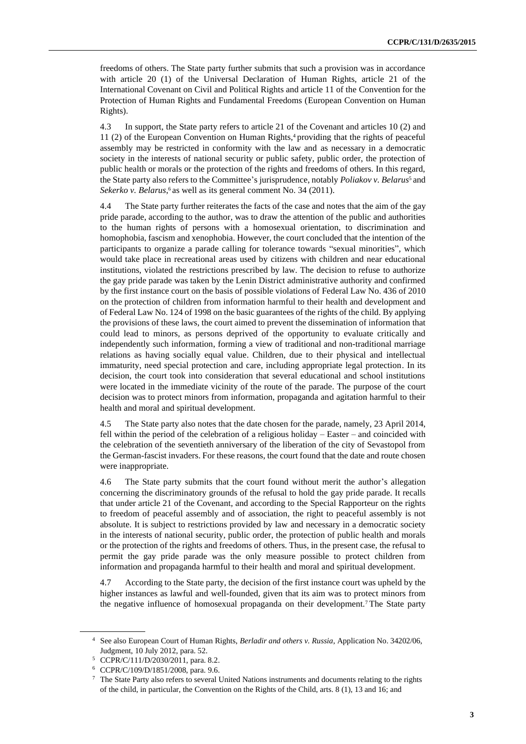freedoms of others. The State party further submits that such a provision was in accordance with article 20 (1) of the Universal Declaration of Human Rights, article 21 of the International Covenant on Civil and Political Rights and article 11 of the Convention for the Protection of Human Rights and Fundamental Freedoms (European Convention on Human Rights).

4.3 In support, the State party refers to article 21 of the Covenant and articles 10 (2) and 11 (2) of the European Convention on Human Rights,[4] providing that the rights of peaceful assembly may be restricted in conformity with the law and as necessary in a democratic society in the interests of national security or public safety, public order, the protection of public health or morals or the protection of the rights and freedoms of others. In this regard, the State party also refers to the Committee's jurisprudence, notably *Poliakov v. Belarus*[5] and *Sekerko v. Belarus*,[6] as well as its general comment No. 34 (2011).

4.4 The State party further reiterates the facts of the case and notes that the aim of the gay pride parade, according to the author, was to draw the attention of the public and authorities to the human rights of persons with a homosexual orientation, to discrimination and homophobia, fascism and xenophobia. However, the court concluded that the intention of the participants to organize a parade calling for tolerance towards "sexual minorities", which would take place in recreational areas used by citizens with children and near educational institutions, violated the restrictions prescribed by law. The decision to refuse to authorize the gay pride parade was taken by the Lenin District administrative authority and confirmed by the first instance court on the basis of possible violations of Federal Law No. 436 of 2010 on the protection of children from information harmful to their health and development and of Federal Law No. 124 of 1998 on the basic guarantees of the rights of the child. By applying the provisions of these laws, the court aimed to prevent the dissemination of information that could lead to minors, as persons deprived of the opportunity to evaluate critically and independently such information, forming a view of traditional and non-traditional marriage relations as having socially equal value. Children, due to their physical and intellectual immaturity, need special protection and care, including appropriate legal protection. In its decision, the court took into consideration that several educational and school institutions were located in the immediate vicinity of the route of the parade. The purpose of the court decision was to protect minors from information, propaganda and agitation harmful to their health and moral and spiritual development.

4.5 The State party also notes that the date chosen for the parade, namely, 23 April 2014, fell within the period of the celebration of a religious holiday – Easter – and coincided with the celebration of the seventieth anniversary of the liberation of the city of Sevastopol from the German-fascist invaders. For these reasons, the court found that the date and route chosen were inappropriate.

4.6 The State party submits that the court found without merit the author's allegation concerning the discriminatory grounds of the refusal to hold the gay pride parade. It recalls that under article 21 of the Covenant, and according to the Special Rapporteur on the rights to freedom of peaceful assembly and of association, the right to peaceful assembly is not absolute. It is subject to restrictions provided by law and necessary in a democratic society in the interests of national security, public order, the protection of public health and morals or the protection of the rights and freedoms of others. Thus, in the present case, the refusal to permit the gay pride parade was the only measure possible to protect children from information and propaganda harmful to their health and moral and spiritual development.

4.7 According to the State party, the decision of the first instance court was upheld by the higher instances as lawful and well-founded, given that its aim was to protect minors from the negative influence of homosexual propaganda on their development.[7] The State party

---

[4] See also European Court of Human Rights, *Berladir and others v. Russia*, Application No. 34202/06, Judgment, 10 July 2012, para. 52.

[5] CCPR/C/111/D/2030/2011, para. 8.2.

[6] CCPR/C/109/D/1851/2008, para. 9.6.

[7] The State Party also refers to several United Nations instruments and documents relating to the rights of the child, in particular, the Convention on the Rights of the Child, arts. 8 (1), 13 and 16; and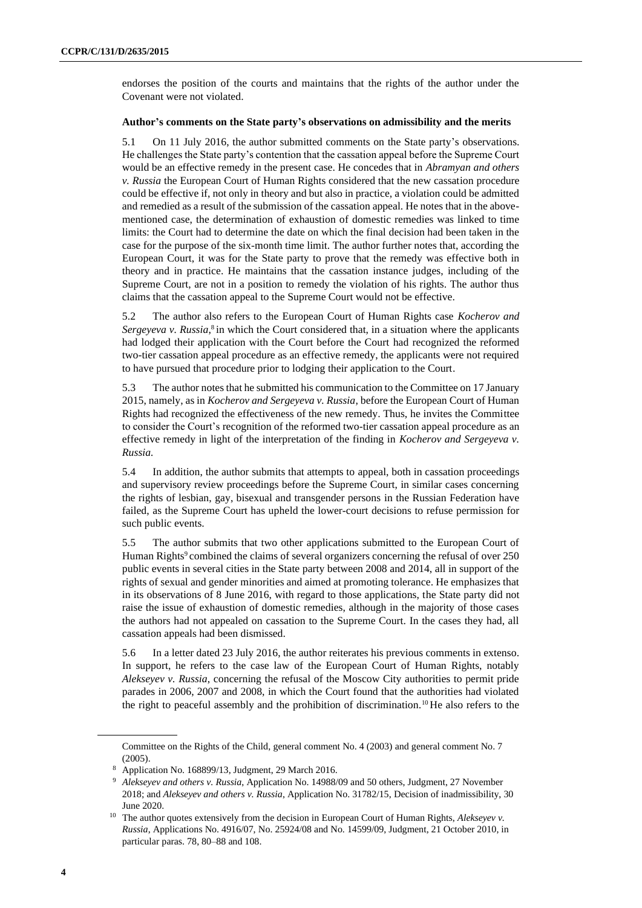endorses the position of the courts and maintains that the rights of the author under the Covenant were not violated.

**Author's comments on the State party's observations on admissibility and the merits**

5.1 On 11 July 2016, the author submitted comments on the State party's observations. He challenges the State party's contention that the cassation appeal before the Supreme Court would be an effective remedy in the present case. He concedes that in *Abramyan and others v. Russia* the European Court of Human Rights considered that the new cassation procedure could be effective if, not only in theory and but also in practice, a violation could be admitted and remedied as a result of the submission of the cassation appeal. He notes that in the above-mentioned case, the determination of exhaustion of domestic remedies was linked to time limits: the Court had to determine the date on which the final decision had been taken in the case for the purpose of the six-month time limit. The author further notes that, according the European Court, it was for the State party to prove that the remedy was effective both in theory and in practice. He maintains that the cassation instance judges, including of the Supreme Court, are not in a position to remedy the violation of his rights. The author thus claims that the cassation appeal to the Supreme Court would not be effective.

5.2 The author also refers to the European Court of Human Rights case *Kocherov and Sergeyeva v. Russia*,[8] in which the Court considered that, in a situation where the applicants had lodged their application with the Court before the Court had recognized the reformed two-tier cassation appeal procedure as an effective remedy, the applicants were not required to have pursued that procedure prior to lodging their application to the Court.

5.3 The author notes that he submitted his communication to the Committee on 17 January 2015, namely, as in *Kocherov and Sergeyeva v. Russia*, before the European Court of Human Rights had recognized the effectiveness of the new remedy. Thus, he invites the Committee to consider the Court's recognition of the reformed two-tier cassation appeal procedure as an effective remedy in light of the interpretation of the finding in *Kocherov and Sergeyeva v. Russia*.

5.4 In addition, the author submits that attempts to appeal, both in cassation proceedings and supervisory review proceedings before the Supreme Court, in similar cases concerning the rights of lesbian, gay, bisexual and transgender persons in the Russian Federation have failed, as the Supreme Court has upheld the lower-court decisions to refuse permission for such public events.

5.5 The author submits that two other applications submitted to the European Court of Human Rights[9] combined the claims of several organizers concerning the refusal of over 250 public events in several cities in the State party between 2008 and 2014, all in support of the rights of sexual and gender minorities and aimed at promoting tolerance. He emphasizes that in its observations of 8 June 2016, with regard to those applications, the State party did not raise the issue of exhaustion of domestic remedies, although in the majority of those cases the authors had not appealed on cassation to the Supreme Court. In the cases they had, all cassation appeals had been dismissed.

5.6 In a letter dated 23 July 2016, the author reiterates his previous comments in extenso. In support, he refers to the case law of the European Court of Human Rights, notably *Alekseyev v. Russia*, concerning the refusal of the Moscow City authorities to permit pride parades in 2006, 2007 and 2008, in which the Court found that the authorities had violated the right to peaceful assembly and the prohibition of discrimination.[10] He also refers to the

---

Committee on the Rights of the Child, general comment No. 4 (2003) and general comment No. 7 (2005).

[8] Application No. 168899/13, Judgment, 29 March 2016.

[9] *Alekseyev and others v. Russia*, Application No. 14988/09 and 50 others, Judgment, 27 November 2018; and *Alekseyev and others v. Russia*, Application No. 31782/15, Decision of inadmissibility, 30 June 2020.

[10] The author quotes extensively from the decision in European Court of Human Rights, *Alekseyev v. Russia*, Applications No. 4916/07, No. 25924/08 and No. 14599/09, Judgment, 21 October 2010, in particular paras. 78, 80–88 and 108.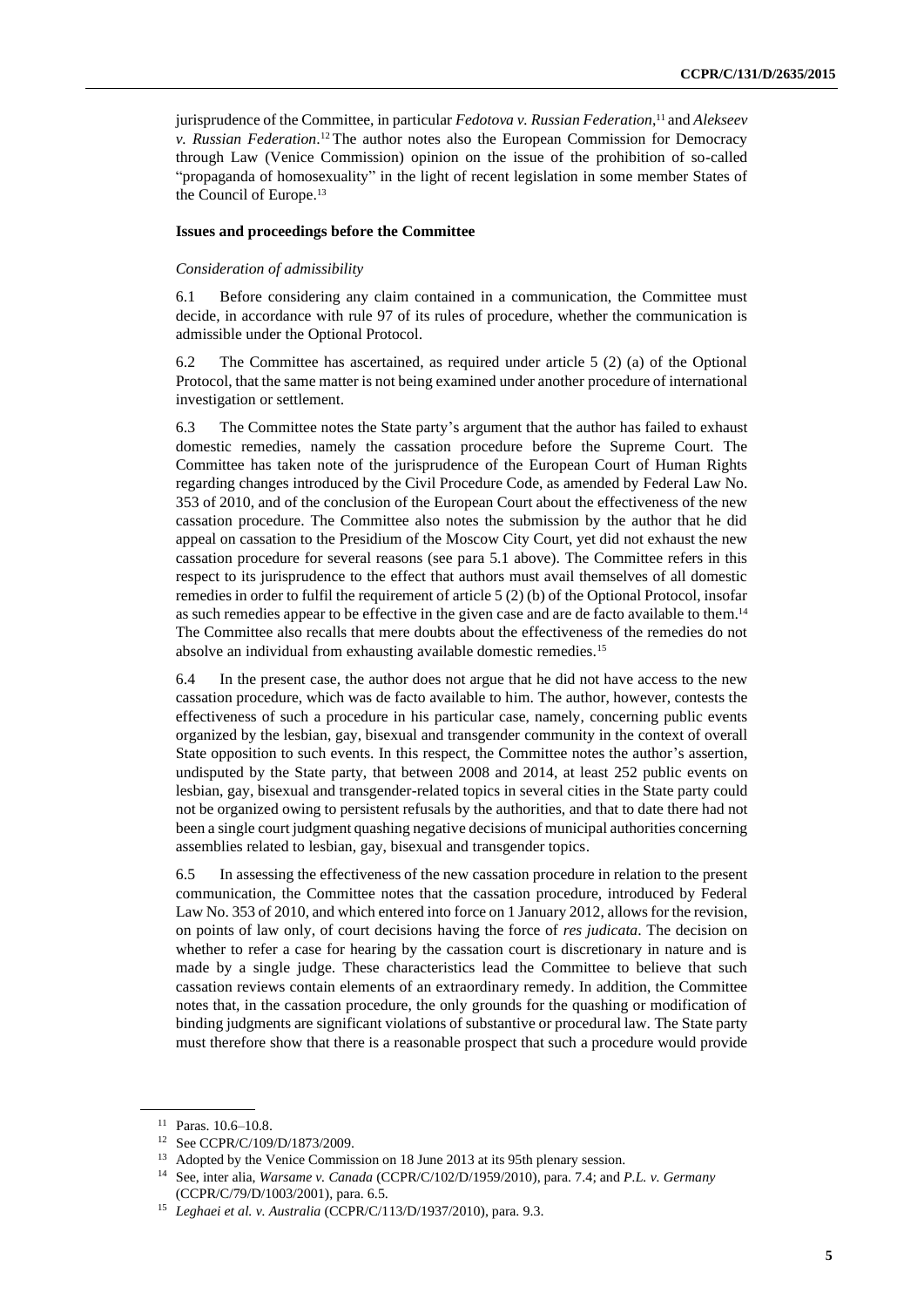jurisprudence of the Committee, in particular *Fedotova v. Russian Federation*,[11] and *Alekseev v. Russian Federation*.[12] The author notes also the European Commission for Democracy through Law (Venice Commission) opinion on the issue of the prohibition of so-called "propaganda of homosexuality" in the light of recent legislation in some member States of the Council of Europe.[13]

### Issues and proceedings before the Committee

*Consideration of admissibility*

6.1 Before considering any claim contained in a communication, the Committee must decide, in accordance with rule 97 of its rules of procedure, whether the communication is admissible under the Optional Protocol.

6.2 The Committee has ascertained, as required under article 5 (2) (a) of the Optional Protocol, that the same matter is not being examined under another procedure of international investigation or settlement.

6.3 The Committee notes the State party's argument that the author has failed to exhaust domestic remedies, namely the cassation procedure before the Supreme Court. The Committee has taken note of the jurisprudence of the European Court of Human Rights regarding changes introduced by the Civil Procedure Code, as amended by Federal Law No. 353 of 2010, and of the conclusion of the European Court about the effectiveness of the new cassation procedure. The Committee also notes the submission by the author that he did appeal on cassation to the Presidium of the Moscow City Court, yet did not exhaust the new cassation procedure for several reasons (see para 5.1 above). The Committee refers in this respect to its jurisprudence to the effect that authors must avail themselves of all domestic remedies in order to fulfil the requirement of article 5 (2) (b) of the Optional Protocol, insofar as such remedies appear to be effective in the given case and are de facto available to them.[14] The Committee also recalls that mere doubts about the effectiveness of the remedies do not absolve an individual from exhausting available domestic remedies.[15]

6.4 In the present case, the author does not argue that he did not have access to the new cassation procedure, which was de facto available to him. The author, however, contests the effectiveness of such a procedure in his particular case, namely, concerning public events organized by the lesbian, gay, bisexual and transgender community in the context of overall State opposition to such events. In this respect, the Committee notes the author's assertion, undisputed by the State party, that between 2008 and 2014, at least 252 public events on lesbian, gay, bisexual and transgender-related topics in several cities in the State party could not be organized owing to persistent refusals by the authorities, and that to date there had not been a single court judgment quashing negative decisions of municipal authorities concerning assemblies related to lesbian, gay, bisexual and transgender topics.

6.5 In assessing the effectiveness of the new cassation procedure in relation to the present communication, the Committee notes that the cassation procedure, introduced by Federal Law No. 353 of 2010, and which entered into force on 1 January 2012, allows for the revision, on points of law only, of court decisions having the force of *res judicata*. The decision on whether to refer a case for hearing by the cassation court is discretionary in nature and is made by a single judge. These characteristics lead the Committee to believe that such cassation reviews contain elements of an extraordinary remedy. In addition, the Committee notes that, in the cassation procedure, the only grounds for the quashing or modification of binding judgments are significant violations of substantive or procedural law. The State party must therefore show that there is a reasonable prospect that such a procedure would provide

---

[11] Paras. 10.6–10.8.

[12] See CCPR/C/109/D/1873/2009.

[13] Adopted by the Venice Commission on 18 June 2013 at its 95th plenary session.

[14] See, inter alia, *Warsame v. Canada* (CCPR/C/102/D/1959/2010), para. 7.4; and *P.L. v. Germany* (CCPR/C/79/D/1003/2001), para. 6.5.

[15] *Leghaei et al. v. Australia* (CCPR/C/113/D/1937/2010), para. 9.3.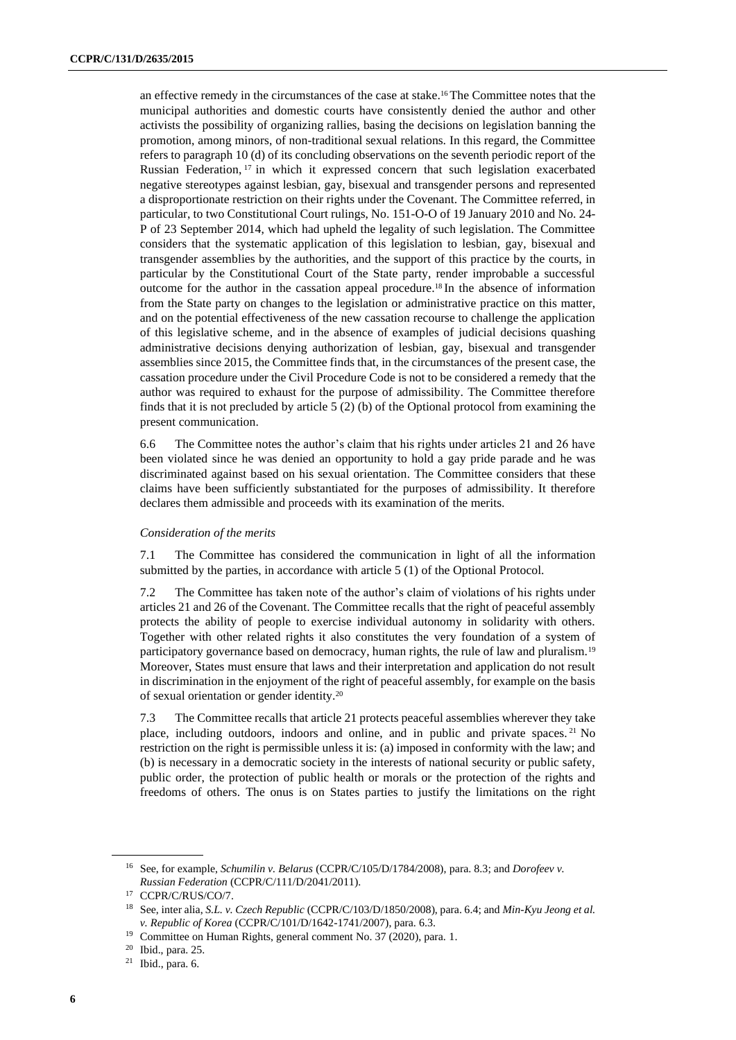an effective remedy in the circumstances of the case at stake.[16] The Committee notes that the municipal authorities and domestic courts have consistently denied the author and other activists the possibility of organizing rallies, basing the decisions on legislation banning the promotion, among minors, of non-traditional sexual relations. In this regard, the Committee refers to paragraph 10 (d) of its concluding observations on the seventh periodic report of the Russian Federation,[17] in which it expressed concern that such legislation exacerbated negative stereotypes against lesbian, gay, bisexual and transgender persons and represented a disproportionate restriction on their rights under the Covenant. The Committee referred, in particular, to two Constitutional Court rulings, No. 151-O-O of 19 January 2010 and No. 24-P of 23 September 2014, which had upheld the legality of such legislation. The Committee considers that the systematic application of this legislation to lesbian, gay, bisexual and transgender assemblies by the authorities, and the support of this practice by the courts, in particular by the Constitutional Court of the State party, render improbable a successful outcome for the author in the cassation appeal procedure.[18] In the absence of information from the State party on changes to the legislation or administrative practice on this matter, and on the potential effectiveness of the new cassation recourse to challenge the application of this legislative scheme, and in the absence of examples of judicial decisions quashing administrative decisions denying authorization of lesbian, gay, bisexual and transgender assemblies since 2015, the Committee finds that, in the circumstances of the present case, the cassation procedure under the Civil Procedure Code is not to be considered a remedy that the author was required to exhaust for the purpose of admissibility. The Committee therefore finds that it is not precluded by article 5 (2) (b) of the Optional protocol from examining the present communication.

6.6 The Committee notes the author's claim that his rights under articles 21 and 26 have been violated since he was denied an opportunity to hold a gay pride parade and he was discriminated against based on his sexual orientation. The Committee considers that these claims have been sufficiently substantiated for the purposes of admissibility. It therefore declares them admissible and proceeds with its examination of the merits.

*Consideration of the merits*

7.1 The Committee has considered the communication in light of all the information submitted by the parties, in accordance with article 5 (1) of the Optional Protocol.

7.2 The Committee has taken note of the author's claim of violations of his rights under articles 21 and 26 of the Covenant. The Committee recalls that the right of peaceful assembly protects the ability of people to exercise individual autonomy in solidarity with others. Together with other related rights it also constitutes the very foundation of a system of participatory governance based on democracy, human rights, the rule of law and pluralism.[19] Moreover, States must ensure that laws and their interpretation and application do not result in discrimination in the enjoyment of the right of peaceful assembly, for example on the basis of sexual orientation or gender identity.[20]

7.3 The Committee recalls that article 21 protects peaceful assemblies wherever they take place, including outdoors, indoors and online, and in public and private spaces.[21] No restriction on the right is permissible unless it is: (a) imposed in conformity with the law; and (b) is necessary in a democratic society in the interests of national security or public safety, public order, the protection of public health or morals or the protection of the rights and freedoms of others. The onus is on States parties to justify the limitations on the right

---

[16] See, for example, *Schumilin v. Belarus* (CCPR/C/105/D/1784/2008), para. 8.3; and *Dorofeev v. Russian Federation* (CCPR/C/111/D/2041/2011).

[17] CCPR/C/RUS/CO/7.

[18] See, inter alia, *S.L. v. Czech Republic* (CCPR/C/103/D/1850/2008), para. 6.4; and *Min-Kyu Jeong et al. v. Republic of Korea* (CCPR/C/101/D/1642-1741/2007), para. 6.3.

[19] Committee on Human Rights, general comment No. 37 (2020), para. 1.

[20] Ibid., para. 25.

[21] Ibid., para. 6.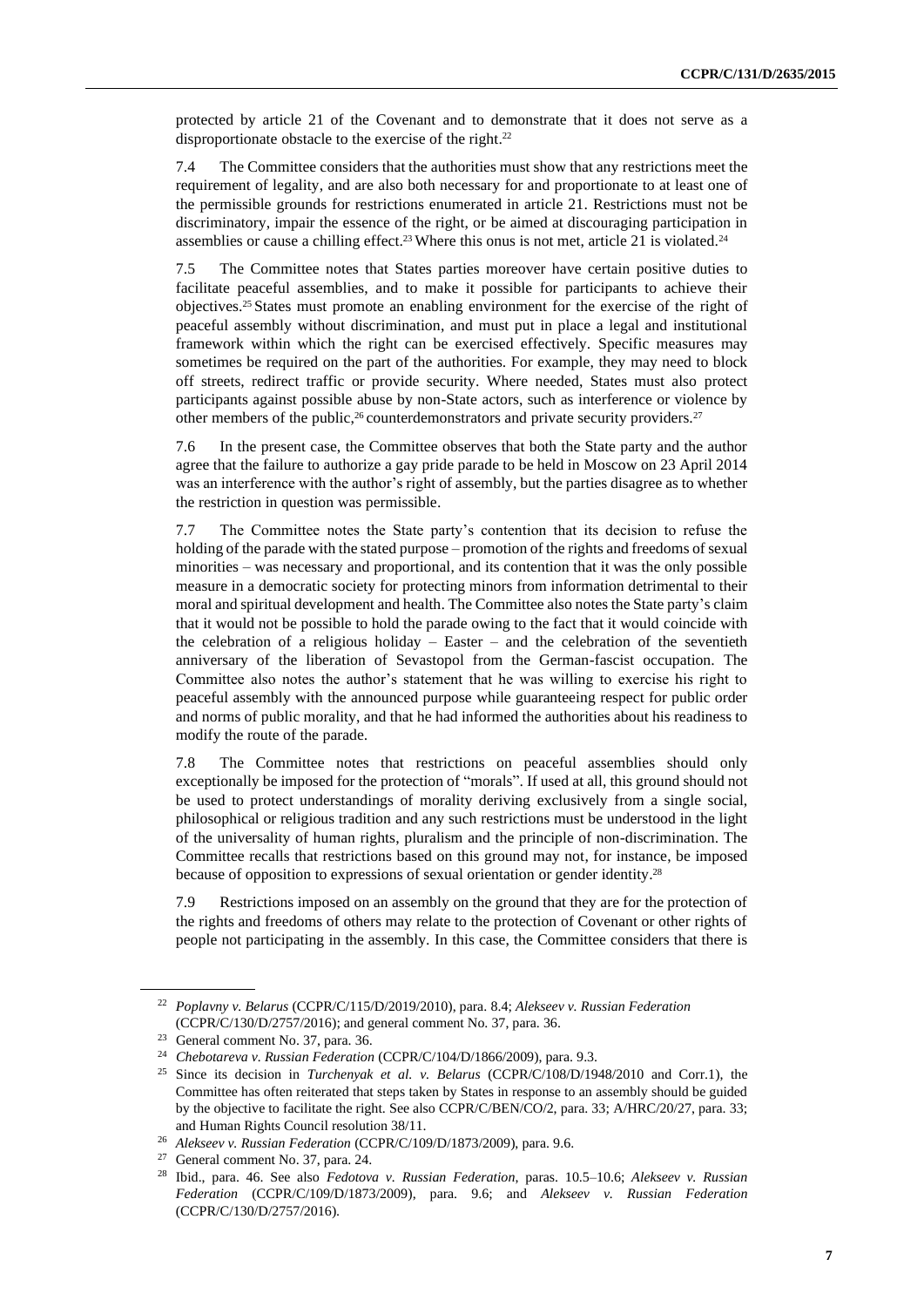protected by article 21 of the Covenant and to demonstrate that it does not serve as a disproportionate obstacle to the exercise of the right.[22]

7.4 The Committee considers that the authorities must show that any restrictions meet the requirement of legality, and are also both necessary for and proportionate to at least one of the permissible grounds for restrictions enumerated in article 21. Restrictions must not be discriminatory, impair the essence of the right, or be aimed at discouraging participation in assemblies or cause a chilling effect.[23] Where this onus is not met, article 21 is violated.[24]

7.5 The Committee notes that States parties moreover have certain positive duties to facilitate peaceful assemblies, and to make it possible for participants to achieve their objectives.[25] States must promote an enabling environment for the exercise of the right of peaceful assembly without discrimination, and must put in place a legal and institutional framework within which the right can be exercised effectively. Specific measures may sometimes be required on the part of the authorities. For example, they may need to block off streets, redirect traffic or provide security. Where needed, States must also protect participants against possible abuse by non-State actors, such as interference or violence by other members of the public,[26] counterdemonstrators and private security providers.[27]

7.6 In the present case, the Committee observes that both the State party and the author agree that the failure to authorize a gay pride parade to be held in Moscow on 23 April 2014 was an interference with the author's right of assembly, but the parties disagree as to whether the restriction in question was permissible.

7.7 The Committee notes the State party's contention that its decision to refuse the holding of the parade with the stated purpose – promotion of the rights and freedoms of sexual minorities – was necessary and proportional, and its contention that it was the only possible measure in a democratic society for protecting minors from information detrimental to their moral and spiritual development and health. The Committee also notes the State party's claim that it would not be possible to hold the parade owing to the fact that it would coincide with the celebration of a religious holiday – Easter – and the celebration of the seventieth anniversary of the liberation of Sevastopol from the German-fascist occupation. The Committee also notes the author's statement that he was willing to exercise his right to peaceful assembly with the announced purpose while guaranteeing respect for public order and norms of public morality, and that he had informed the authorities about his readiness to modify the route of the parade.

7.8 The Committee notes that restrictions on peaceful assemblies should only exceptionally be imposed for the protection of "morals". If used at all, this ground should not be used to protect understandings of morality deriving exclusively from a single social, philosophical or religious tradition and any such restrictions must be understood in the light of the universality of human rights, pluralism and the principle of non-discrimination. The Committee recalls that restrictions based on this ground may not, for instance, be imposed because of opposition to expressions of sexual orientation or gender identity.[28]

7.9 Restrictions imposed on an assembly on the ground that they are for the protection of the rights and freedoms of others may relate to the protection of Covenant or other rights of people not participating in the assembly. In this case, the Committee considers that there is

---

[22] *Poplavny v. Belarus* (CCPR/C/115/D/2019/2010), para. 8.4; *Alekseev v. Russian Federation* (CCPR/C/130/D/2757/2016); and general comment No. 37, para. 36.

[23] General comment No. 37, para. 36.

[24] *Chebotareva v. Russian Federation* (CCPR/C/104/D/1866/2009), para. 9.3.

[25] Since its decision in *Turchenyak et al. v. Belarus* (CCPR/C/108/D/1948/2010 and Corr.1), the Committee has often reiterated that steps taken by States in response to an assembly should be guided by the objective to facilitate the right. See also CCPR/C/BEN/CO/2, para. 33; A/HRC/20/27, para. 33; and Human Rights Council resolution 38/11.

[26] *Alekseev v. Russian Federation* (CCPR/C/109/D/1873/2009), para. 9.6.

[27] General comment No. 37, para. 24.

[28] Ibid., para. 46. See also *Fedotova v. Russian Federation*, paras. 10.5–10.6; *Alekseev v. Russian Federation* (CCPR/C/109/D/1873/2009), para. 9.6; and *Alekseev v. Russian Federation* (CCPR/C/130/D/2757/2016).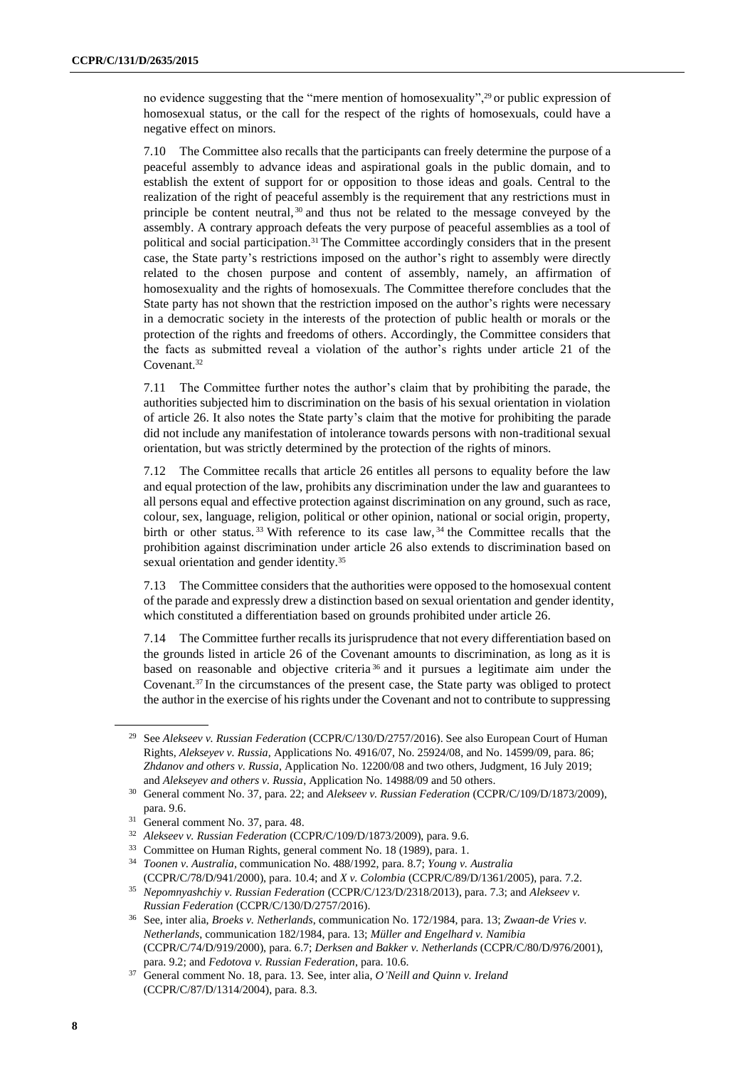no evidence suggesting that the "mere mention of homosexuality",[29] or public expression of homosexual status, or the call for the respect of the rights of homosexuals, could have a negative effect on minors.

7.10 The Committee also recalls that the participants can freely determine the purpose of a peaceful assembly to advance ideas and aspirational goals in the public domain, and to establish the extent of support for or opposition to those ideas and goals. Central to the realization of the right of peaceful assembly is the requirement that any restrictions must in principle be content neutral,[30] and thus not be related to the message conveyed by the assembly. A contrary approach defeats the very purpose of peaceful assemblies as a tool of political and social participation.[31] The Committee accordingly considers that in the present case, the State party's restrictions imposed on the author's right to assembly were directly related to the chosen purpose and content of assembly, namely, an affirmation of homosexuality and the rights of homosexuals. The Committee therefore concludes that the State party has not shown that the restriction imposed on the author's rights were necessary in a democratic society in the interests of the protection of public health or morals or the protection of the rights and freedoms of others. Accordingly, the Committee considers that the facts as submitted reveal a violation of the author's rights under article 21 of the Covenant.[32]

7.11 The Committee further notes the author's claim that by prohibiting the parade, the authorities subjected him to discrimination on the basis of his sexual orientation in violation of article 26. It also notes the State party's claim that the motive for prohibiting the parade did not include any manifestation of intolerance towards persons with non-traditional sexual orientation, but was strictly determined by the protection of the rights of minors.

7.12 The Committee recalls that article 26 entitles all persons to equality before the law and equal protection of the law, prohibits any discrimination under the law and guarantees to all persons equal and effective protection against discrimination on any ground, such as race, colour, sex, language, religion, political or other opinion, national or social origin, property, birth or other status.[33] With reference to its case law,[34] the Committee recalls that the prohibition against discrimination under article 26 also extends to discrimination based on sexual orientation and gender identity.[35]

7.13 The Committee considers that the authorities were opposed to the homosexual content of the parade and expressly drew a distinction based on sexual orientation and gender identity, which constituted a differentiation based on grounds prohibited under article 26.

7.14 The Committee further recalls its jurisprudence that not every differentiation based on the grounds listed in article 26 of the Covenant amounts to discrimination, as long as it is based on reasonable and objective criteria[36] and it pursues a legitimate aim under the Covenant.[37] In the circumstances of the present case, the State party was obliged to protect the author in the exercise of his rights under the Covenant and not to contribute to suppressing

---

[29] See *Alekseev v. Russian Federation* (CCPR/C/130/D/2757/2016). See also European Court of Human Rights, *Alekseyev v. Russia*, Applications No. 4916/07, No. 25924/08, and No. 14599/09, para. 86; *Zhdanov and others v. Russia*, Application No. 12200/08 and two others, Judgment, 16 July 2019; and *Alekseyev and others v. Russia*, Application No. 14988/09 and 50 others.

[30] General comment No. 37, para. 22; and *Alekseev v. Russian Federation* (CCPR/C/109/D/1873/2009), para. 9.6.

[31] General comment No. 37, para. 48.

[32] *Alekseev v. Russian Federation* (CCPR/C/109/D/1873/2009), para. 9.6.

[33] Committee on Human Rights, general comment No. 18 (1989), para. 1.

[34] *Toonen v. Australia*, communication No. 488/1992, para. 8.7; *Young v. Australia* (CCPR/C/78/D/941/2000), para. 10.4; and *X v. Colombia* (CCPR/C/89/D/1361/2005), para. 7.2.

[35] *Nepomnyashchiy v. Russian Federation* (CCPR/C/123/D/2318/2013), para. 7.3; and *Alekseev v. Russian Federation* (CCPR/C/130/D/2757/2016).

[36] See, inter alia, *Broeks v. Netherlands*, communication No. 172/1984, para. 13; *Zwaan-de Vries v. Netherlands*, communication 182/1984, para. 13; *Müller and Engelhard v. Namibia* (CCPR/C/74/D/919/2000), para. 6.7; *Derksen and Bakker v. Netherlands* (CCPR/C/80/D/976/2001), para. 9.2; and *Fedotova v. Russian Federation*, para. 10.6.

[37] General comment No. 18, para. 13. See, inter alia, *O'Neill and Quinn v. Ireland* (CCPR/C/87/D/1314/2004), para. 8.3.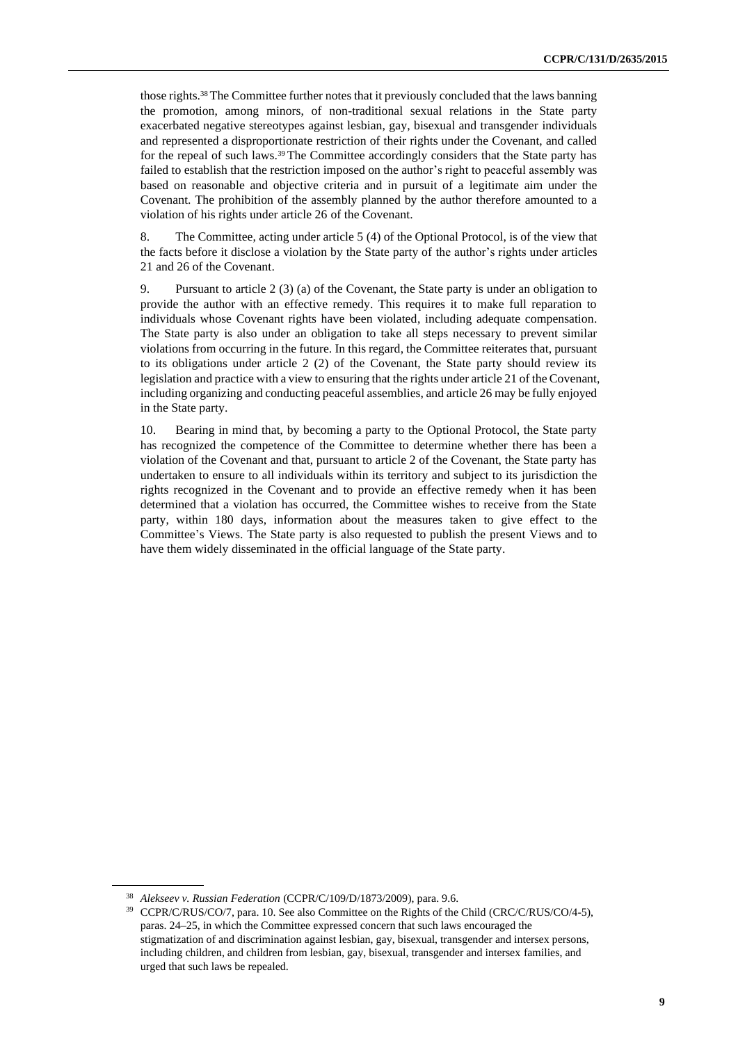those rights.[38] The Committee further notes that it previously concluded that the laws banning the promotion, among minors, of non-traditional sexual relations in the State party exacerbated negative stereotypes against lesbian, gay, bisexual and transgender individuals and represented a disproportionate restriction of their rights under the Covenant, and called for the repeal of such laws.[39] The Committee accordingly considers that the State party has failed to establish that the restriction imposed on the author's right to peaceful assembly was based on reasonable and objective criteria and in pursuit of a legitimate aim under the Covenant. The prohibition of the assembly planned by the author therefore amounted to a violation of his rights under article 26 of the Covenant.

8. The Committee, acting under article 5 (4) of the Optional Protocol, is of the view that the facts before it disclose a violation by the State party of the author's rights under articles 21 and 26 of the Covenant.

9. Pursuant to article 2 (3) (a) of the Covenant, the State party is under an obligation to provide the author with an effective remedy. This requires it to make full reparation to individuals whose Covenant rights have been violated, including adequate compensation. The State party is also under an obligation to take all steps necessary to prevent similar violations from occurring in the future. In this regard, the Committee reiterates that, pursuant to its obligations under article 2 (2) of the Covenant, the State party should review its legislation and practice with a view to ensuring that the rights under article 21 of the Covenant, including organizing and conducting peaceful assemblies, and article 26 may be fully enjoyed in the State party.

10. Bearing in mind that, by becoming a party to the Optional Protocol, the State party has recognized the competence of the Committee to determine whether there has been a violation of the Covenant and that, pursuant to article 2 of the Covenant, the State party has undertaken to ensure to all individuals within its territory and subject to its jurisdiction the rights recognized in the Covenant and to provide an effective remedy when it has been determined that a violation has occurred, the Committee wishes to receive from the State party, within 180 days, information about the measures taken to give effect to the Committee's Views. The State party is also requested to publish the present Views and to have them widely disseminated in the official language of the State party.

---

[38] *Alekseev v. Russian Federation* (CCPR/C/109/D/1873/2009), para. 9.6.

[39] CCPR/C/RUS/CO/7, para. 10. See also Committee on the Rights of the Child (CRC/C/RUS/CO/4-5), paras. 24–25, in which the Committee expressed concern that such laws encouraged the stigmatization of and discrimination against lesbian, gay, bisexual, transgender and intersex persons, including children, and children from lesbian, gay, bisexual, transgender and intersex families, and urged that such laws be repealed.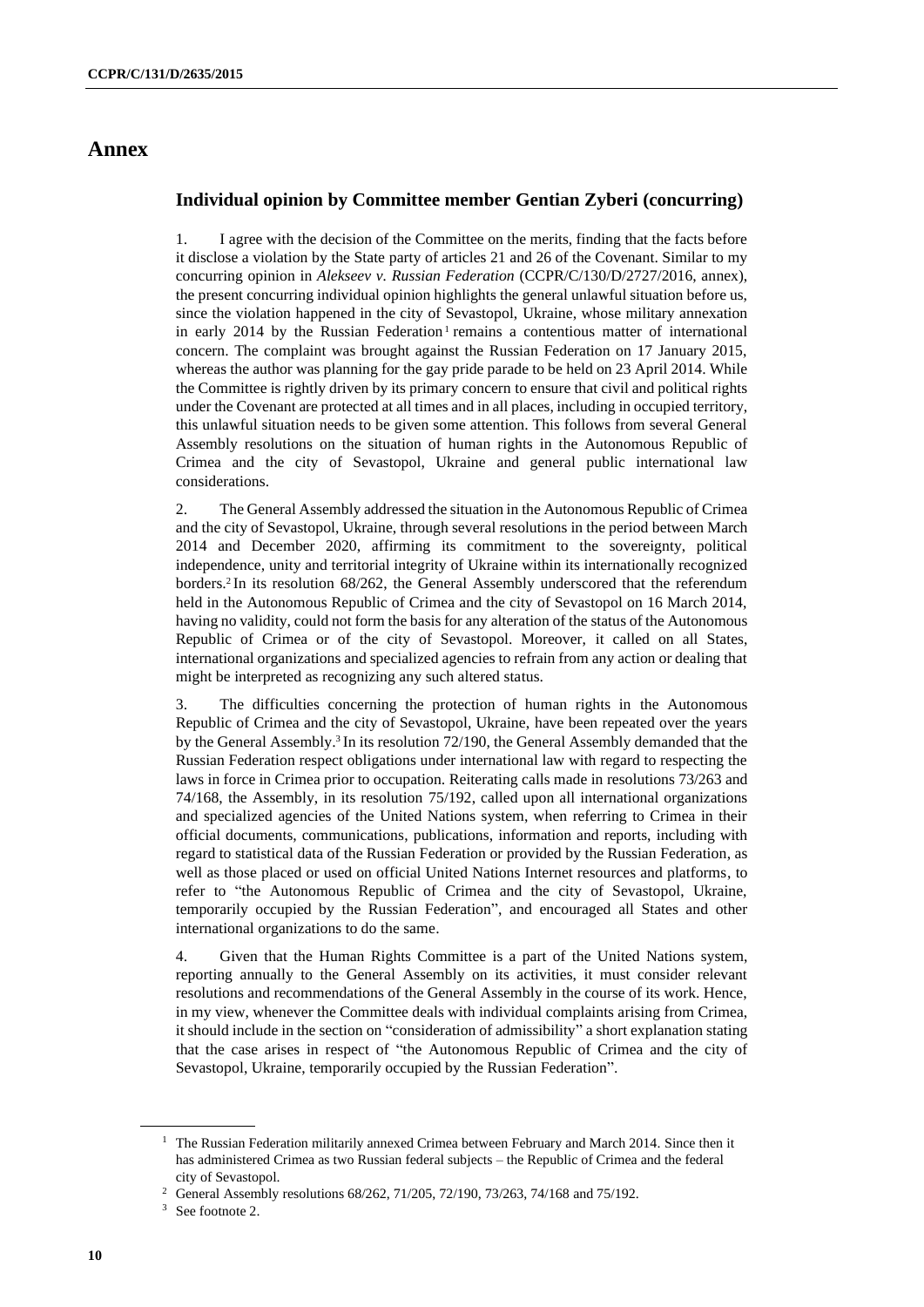# Annex

## Individual opinion by Committee member Gentian Zyberi (concurring)

1. I agree with the decision of the Committee on the merits, finding that the facts before it disclose a violation by the State party of articles 21 and 26 of the Covenant. Similar to my concurring opinion in *Alekseev v. Russian Federation* (CCPR/C/130/D/2727/2016, annex), the present concurring individual opinion highlights the general unlawful situation before us, since the violation happened in the city of Sevastopol, Ukraine, whose military annexation in early 2014 by the Russian Federation[1] remains a contentious matter of international concern. The complaint was brought against the Russian Federation on 17 January 2015, whereas the author was planning for the gay pride parade to be held on 23 April 2014. While the Committee is rightly driven by its primary concern to ensure that civil and political rights under the Covenant are protected at all times and in all places, including in occupied territory, this unlawful situation needs to be given some attention. This follows from several General Assembly resolutions on the situation of human rights in the Autonomous Republic of Crimea and the city of Sevastopol, Ukraine and general public international law considerations.

2. The General Assembly addressed the situation in the Autonomous Republic of Crimea and the city of Sevastopol, Ukraine, through several resolutions in the period between March 2014 and December 2020, affirming its commitment to the sovereignty, political independence, unity and territorial integrity of Ukraine within its internationally recognized borders.[2] In its resolution 68/262, the General Assembly underscored that the referendum held in the Autonomous Republic of Crimea and the city of Sevastopol on 16 March 2014, having no validity, could not form the basis for any alteration of the status of the Autonomous Republic of Crimea or of the city of Sevastopol. Moreover, it called on all States, international organizations and specialized agencies to refrain from any action or dealing that might be interpreted as recognizing any such altered status.

3. The difficulties concerning the protection of human rights in the Autonomous Republic of Crimea and the city of Sevastopol, Ukraine, have been repeated over the years by the General Assembly.[3] In its resolution 72/190, the General Assembly demanded that the Russian Federation respect obligations under international law with regard to respecting the laws in force in Crimea prior to occupation. Reiterating calls made in resolutions 73/263 and 74/168, the Assembly, in its resolution 75/192, called upon all international organizations and specialized agencies of the United Nations system, when referring to Crimea in their official documents, communications, publications, information and reports, including with regard to statistical data of the Russian Federation or provided by the Russian Federation, as well as those placed or used on official United Nations Internet resources and platforms, to refer to "the Autonomous Republic of Crimea and the city of Sevastopol, Ukraine, temporarily occupied by the Russian Federation", and encouraged all States and other international organizations to do the same.

4. Given that the Human Rights Committee is a part of the United Nations system, reporting annually to the General Assembly on its activities, it must consider relevant resolutions and recommendations of the General Assembly in the course of its work. Hence, in my view, whenever the Committee deals with individual complaints arising from Crimea, it should include in the section on "consideration of admissibility" a short explanation stating that the case arises in respect of "the Autonomous Republic of Crimea and the city of Sevastopol, Ukraine, temporarily occupied by the Russian Federation".

---

[1] The Russian Federation militarily annexed Crimea between February and March 2014. Since then it has administered Crimea as two Russian federal subjects – the Republic of Crimea and the federal city of Sevastopol.

[2] General Assembly resolutions 68/262, 71/205, 72/190, 73/263, 74/168 and 75/192.

[3] See footnote 2.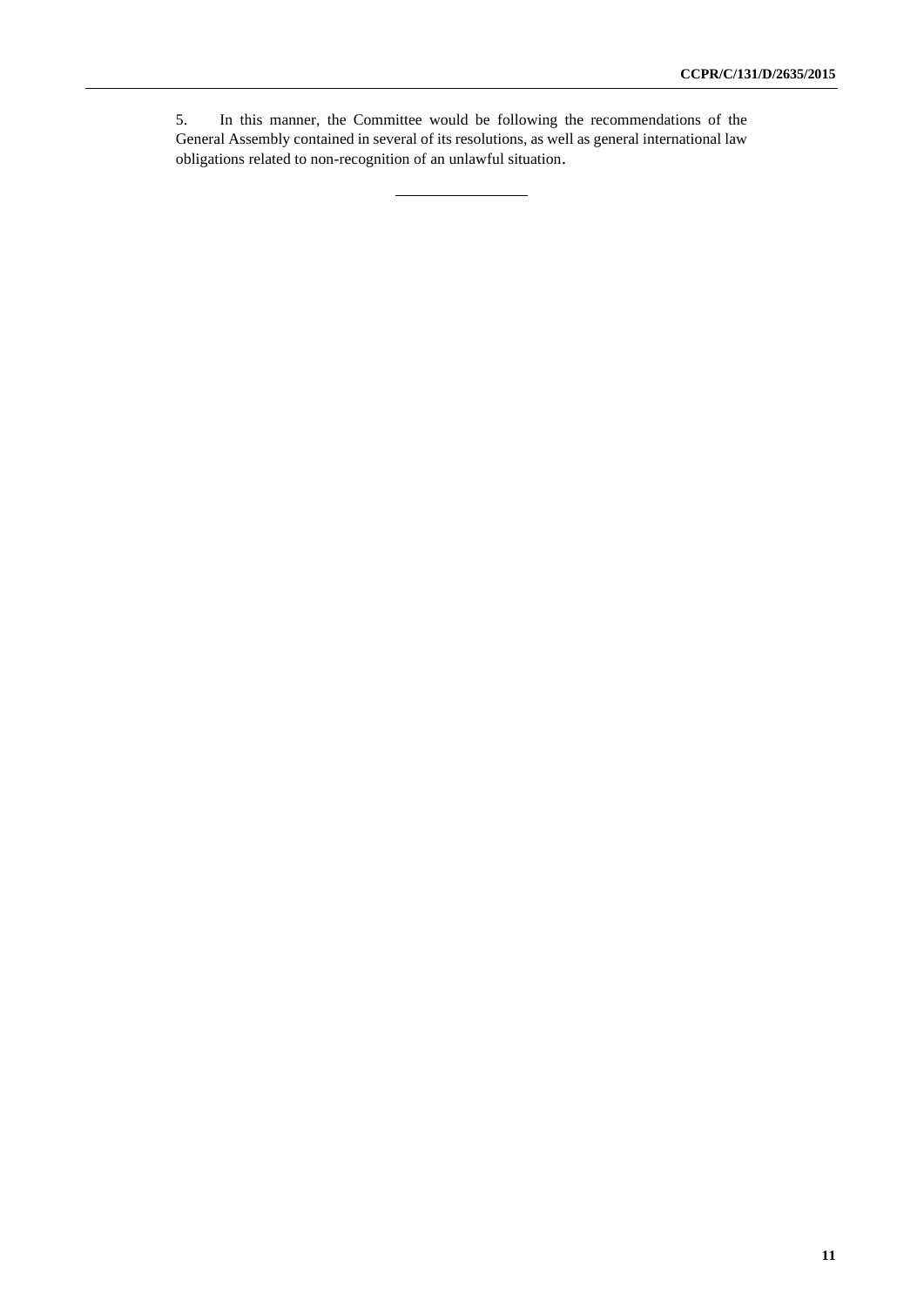5. In this manner, the Committee would be following the recommendations of the General Assembly contained in several of its resolutions, as well as general international law obligations related to non-recognition of an unlawful situation.